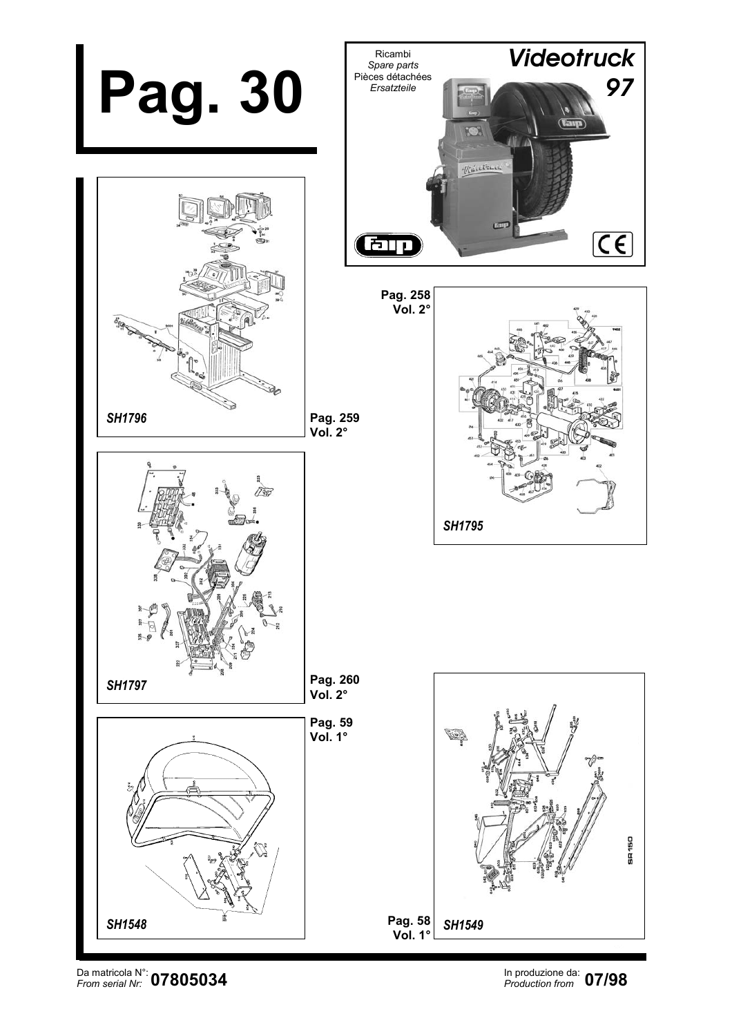# Pag. 30

Ricambi
*Spare parts*
Pièces détachées
*Ersatzteile*

## *Videotruck 97*

*SH1796*

Pag. 259
Vol. 2°

Pag. 258
Vol. 2°

*SH1795*

*SH1797*

Pag. 260
Vol. 2°

Pag. 59
Vol. 1°

*SH1548*

Pag. 58
Vol. 1°

*SH1549*

Da matricola N°:
*From serial Nr:* **07805034**

In produzione da:
*Production from* **07/98**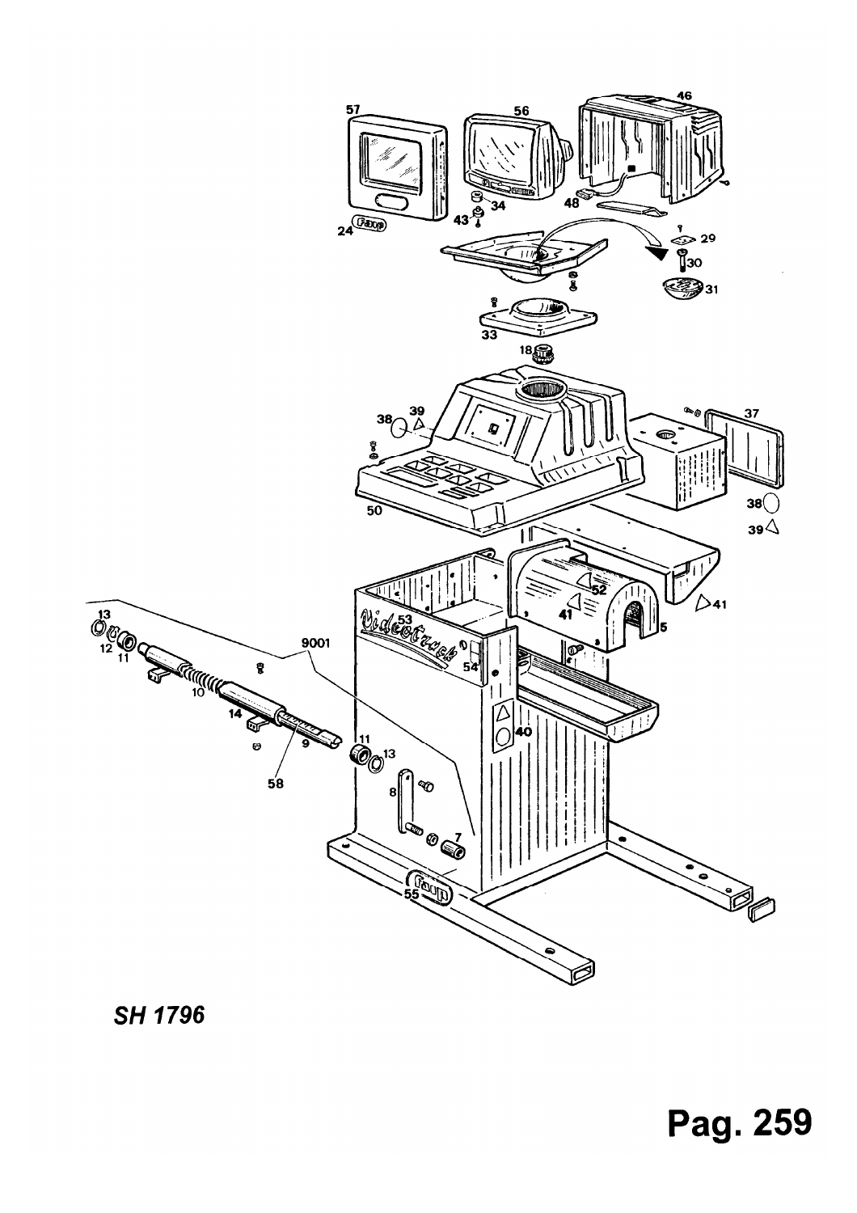SH 1796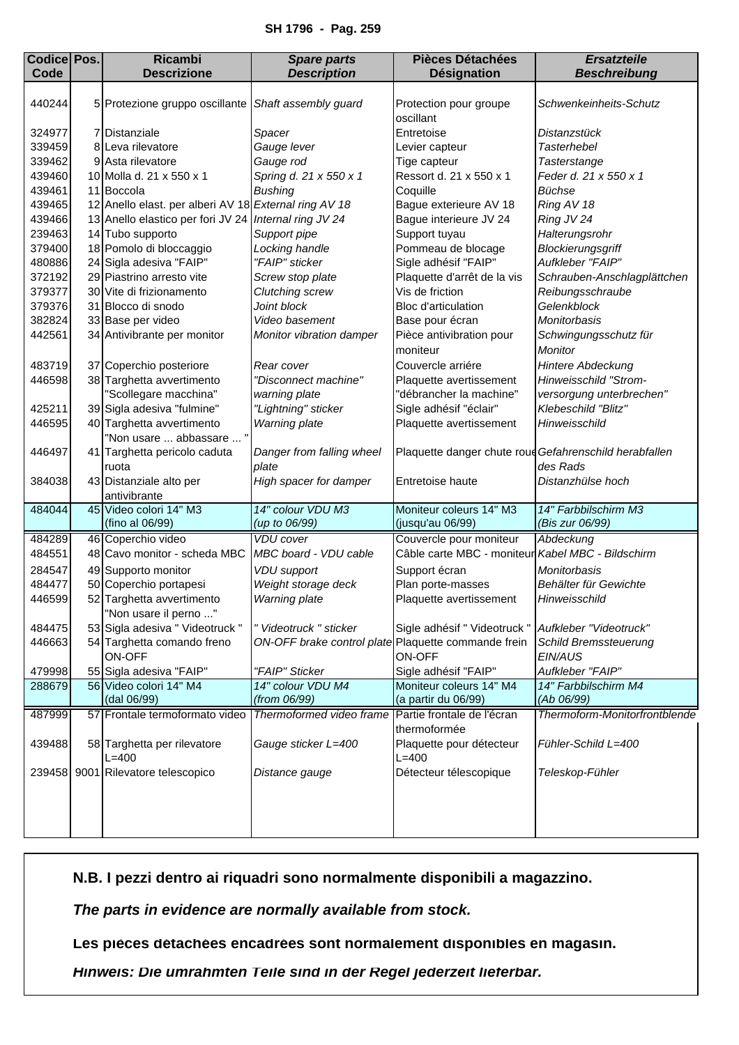SH 1796 - Pag. 259

| Codice Code | Pos. | Ricambi Descrizione | *Spare parts Description* | Pièces Détachées Désignation | *Ersatzteile Beschreibung* |
|---|---|---|---|---|---|
| 440244 | 5 | Protezione gruppo oscillante | *Shaft assembly guard* | Protection pour groupe oscillant | *Schwenkeinheits-Schutz* |
| 324977 | 7 | Distanziale | *Spacer* | Entretoise | *Distanzstück* |
| 339459 | 8 | Leva rilevatore | *Gauge lever* | Levier capteur | *Tasterhebel* |
| 339462 | 9 | Asta rilevatore | *Gauge rod* | Tige capteur | *Tasterstange* |
| 439460 | 10 | Molla d. 21 x 550 x 1 | *Spring d. 21 x 550 x 1* | Ressort d. 21 x 550 x 1 | *Feder d. 21 x 550 x 1* |
| 439461 | 11 | Boccola | *Bushing* | Coquille | *Büchse* |
| 439465 | 12 | Anello elast. per alberi AV 18 | *External ring AV 18* | Bague exterieure AV 18 | *Ring AV 18* |
| 439466 | 13 | Anello elastico per fori JV 24 | *Internal ring JV 24* | Bague interieure JV 24 | *Ring JV 24* |
| 239463 | 14 | Tubo supporto | *Support pipe* | Support tuyau | *Halterungsrohr* |
| 379400 | 18 | Pomolo di bloccaggio | *Locking handle* | Pommeau de blocage | *Blockierungsgriff* |
| 480886 | 24 | Sigla adesiva "FAIP" | *"FAIP" sticker* | Sigle adhésif "FAIP" | *Aufkleber "FAIP"* |
| 372192 | 29 | Piastrino arresto vite | *Screw stop plate* | Plaquette d'arrêt de la vis | *Schrauben-Anschlagplättchen* |
| 379377 | 30 | Vite di frizionamento | *Clutching screw* | Vis de friction | *Reibungsschraube* |
| 379376 | 31 | Blocco di snodo | *Joint block* | Bloc d'articulation | *Gelenkblock* |
| 382824 | 33 | Base per video | *Video basement* | Base pour écran | *Monitorbasis* |
| 442561 | 34 | Antivibrante per monitor | *Monitor vibration damper* | Pièce antivibration pour moniteur | *Schwingungsschutz für Monitor* |
| 483719 | 37 | Coperchio posteriore | *Rear cover* | Couvercle arriére | *Hintere Abdeckung* |
| 446598 | 38 | Targhetta avvertimento "Scollegare macchina" | *"Disconnect machine" warning plate* | Plaquette avertissement "débrancher la machine" | *Hinweisschild "Strom-versorgung unterbrechen"* |
| 425211 | 39 | Sigla adesiva "fulmine" | *"Lightning" sticker* | Sigle adhésif "éclair" | *Klebeschild "Blitz"* |
| 446595 | 40 | Targhetta avvertimento "Non usare ... abbassare ... " | *Warning plate* | Plaquette avertissement | *Hinweisschild* |
| 446497 | 41 | Targhetta pericolo caduta ruota | *Danger from falling wheel plate* | Plaquette danger chute roue | *Gefahrenschild herabfallen des Rads* |
| 384038 | 43 | Distanziale alto per antivibrante | *High spacer for damper* | Entretoise haute | *Distanzhülse hoch* |
| 484044 | 45 | Video colori 14" M3 (fino al 06/99) | *14" colour VDU M3 (up to 06/99)* | Moniteur coleurs 14" M3 (jusqu'au 06/99) | *14" Farbbilschirm M3 (Bis zur 06/99)* |
| 484289 | 46 | Coperchio video | *VDU cover* | Couvercle pour moniteur | *Abdeckung* |
| 484551 | 48 | Cavo monitor - scheda MBC | *MBC board - VDU cable* | Câble carte MBC - moniteur | *Kabel MBC - Bildschirm* |
| 284547 | 49 | Supporto monitor | *VDU support* | Support écran | *Monitorbasis* |
| 484477 | 50 | Coperchio portapesi | *Weight storage deck* | Plan porte-masses | *Behälter für Gewichte* |
| 446599 | 52 | Targhetta avvertimento "Non usare il perno ..." | *Warning plate* | Plaquette avertissement | *Hinweisschild* |
| 484475 | 53 | Sigla adesiva " Videotruck " | *" Videotruck " sticker* | Sigle adhésif " Videotruck " | *Aufkleber "Videotruck"* |
| 446663 | 54 | Targhetta comando freno ON-OFF | *ON-OFF brake control plate* | Plaquette commande frein ON-OFF | *Schild Bremssteuerung EIN/AUS* |
| 479998 | 55 | Sigla adesiva "FAIP" | *"FAIP" Sticker* | Sigle adhésif "FAIP" | *Aufkleber "FAIP"* |
| 288679 | 56 | Video colori 14" M4 (dal 06/99) | *14" colour VDU M4 (from 06/99)* | Moniteur coleurs 14" M4 (a partir du 06/99) | *14" Farbbilschirm M4 (Ab 06/99)* |
| 487999 | 57 | Frontale termoformato video | *Thermoformed video frame* | Partie frontale de l'écran thermoformée | *Thermoform-Monitorfrontblende* |
| 439488 | 58 | Targhetta per rilevatore L=400 | *Gauge sticker L=400* | Plaquette pour détecteur L=400 | *Fühler-Schild L=400* |
| 239458 | 9001 | Rilevatore telescopico | *Distance gauge* | Détecteur télescopique | *Teleskop-Fühler* |

**N.B. I pezzi dentro ai riquadri sono normalmente disponibili a magazzino.**

***The parts in evidence are normally available from stock.***

**Les pièces détachées encadrées sont normalement disponibles en magasin.**

***Hinweis: Die umrahmten Teile sind in der Regel jederzeit lieferbar.***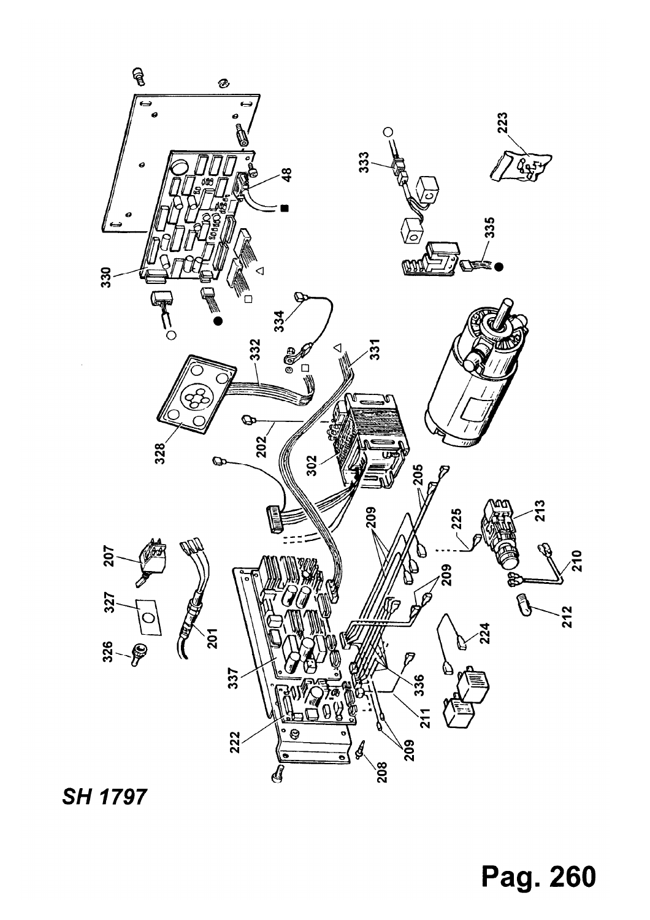SH 1797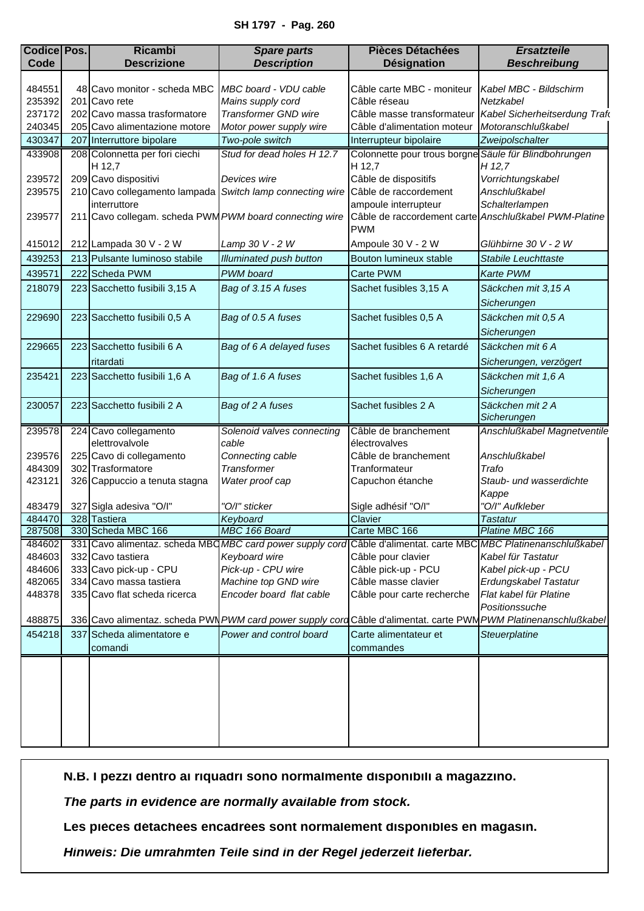**SH 1797 - Pag. 260**

| Codice Code | Pos. | Ricambi Descrizione | *Spare parts Description* | Pièces Détachées Désignation | *Ersatzteile Beschreibung* |
|---|---|---|---|---|---|
| 484551 | 48 | Cavo monitor - scheda MBC | *MBC board - VDU cable* | Câble carte MBC - moniteur | *Kabel MBC - Bildschirm* |
| 235392 | 201 | Cavo rete | *Mains supply cord* | Câble réseau | *Netzkabel* |
| 237172 | 202 | Cavo massa trasformatore | *Transformer GND wire* | Câble masse transformateur | *Kabel Sicherheitserdung Trafo* |
| 240345 | 205 | Cavo alimentazione motore | *Motor power supply wire* | Câble d'alimentation moteur | *Motoranschlußkabel* |
| 430347 | 207 | Interruttore bipolare | *Two-pole switch* | Interrupteur bipolaire | *Zweipolschalter* |
| 433908 | 208 | Colonnetta per fori ciechi H 12,7 | *Stud for dead holes H 12.7* | Colonnette pour trous borgne H 12,7 | *Säule für Blindbohrungen H 12,7* |
| 239572 | 209 | Cavo dispositivi | *Devices wire* | Câble de dispositifs | *Vorrichtungskabel* |
| 239575 | 210 | Cavo collegamento lampada interruttore | *Switch lamp connecting wire* | Câble de raccordement ampoule interrupteur | *Anschlußkabel Schalterlampen* |
| 239577 | 211 | Cavo collegam. scheda PWM | *PWM board connecting wire* | Câble de raccordement carte PWM | *Anschlußkabel PWM-Platine* |
| 415012 | 212 | Lampada 30 V - 2 W | *Lamp 30 V - 2 W* | Ampoule 30 V - 2 W | *Glühbirne 30 V - 2 W* |
| 439253 | 213 | Pulsante luminoso stabile | *Illuminated push button* | Bouton lumineux stable | *Stabile Leuchttaste* |
| 439571 | 222 | Scheda PWM | *PWM board* | Carte PWM | *Karte PWM* |
| 218079 | 223 | Sacchetto fusibili 3,15 A | *Bag of 3.15 A fuses* | Sachet fusibles 3,15 A | *Säckchen mit 3,15 A Sicherungen* |
| 229690 | 223 | Sacchetto fusibili 0,5 A | *Bag of 0.5 A fuses* | Sachet fusibles 0,5 A | *Säckchen mit 0,5 A Sicherungen* |
| 229665 | 223 | Sacchetto fusibili 6 A ritardati | *Bag of 6 A delayed fuses* | Sachet fusibles 6 A retardé | *Säckchen mit 6 A Sicherungen, verzögert* |
| 235421 | 223 | Sacchetto fusibili 1,6 A | *Bag of 1.6 A fuses* | Sachet fusibles 1,6 A | *Säckchen mit 1,6 A Sicherungen* |
| 230057 | 223 | Sacchetto fusibili 2 A | *Bag of 2 A fuses* | Sachet fusibles 2 A | *Säckchen mit 2 A Sicherungen* |
| 239578 | 224 | Cavo collegamento elettrovalvole | *Solenoid valves connecting cable* | Câble de branchement électrovalves | *Anschlußkabel Magnetventile* |
| 239576 | 225 | Cavo di collegamento | *Connecting cable* | Câble de branchement | *Anschlußkabel* |
| 484309 | 302 | Trasformatore | *Transformer* | Tranformateur | *Trafo* |
| 423121 | 326 | Cappuccio a tenuta stagna | *Water proof cap* | Capuchon étanche | *Staub- und wasserdichte Kappe* |
| 483479 | 327 | Sigla adesiva "O/I" | *"O/I" sticker* | Sigle adhésif "O/I" | *"O/I" Aufkleber* |
| 484470 | 328 | Tastiera | *Keyboard* | Clavier | *Tastatur* |
| 287508 | 330 | Scheda MBC 166 | *MBC 166 Board* | Carte MBC 166 | *Platine MBC 166* |
| 484602 | 331 | Cavo alimentaz. scheda MBC | *MBC card power supply cord* | Câble d'alimentat. carte MBC | *MBC Platinenanschlußkabel* |
| 484603 | 332 | Cavo tastiera | *Keyboard wire* | Câble pour clavier | *Kabel für Tastatur* |
| 484606 | 333 | Cavo pick-up - CPU | *Pick-up - CPU wire* | Câble pick-up - PCU | *Kabel pick-up - PCU* |
| 482065 | 334 | Cavo massa tastiera | *Machine top GND wire* | Câble masse clavier | *Erdungskabel Tastatur* |
| 448378 | 335 | Cavo flat scheda ricerca | *Encoder board flat cable* | Câble pour carte recherche | *Flat kabel für Platine Positionssuche* |
| 488875 | 336 | Cavo alimentaz. scheda PWM | *PWM card power supply cord* | Câble d'alimentat. carte PWM | *PWM Platinenanschlußkabel* |
| 454218 | 337 | Scheda alimentatore e comandi | *Power and control board* | Carte alimentateur et commandes | *Steuerplatine* |

**N.B. I pezzi dentro ai riquadri sono normalmente disponibili a magazzino.**

***The parts in evidence are normally available from stock.***

**Les pièces détachées encadrées sont normalement disponibles en magasin.**

***Hinweis: Die umrahmten Teile sind in der Regel jederzeit lieferbar.***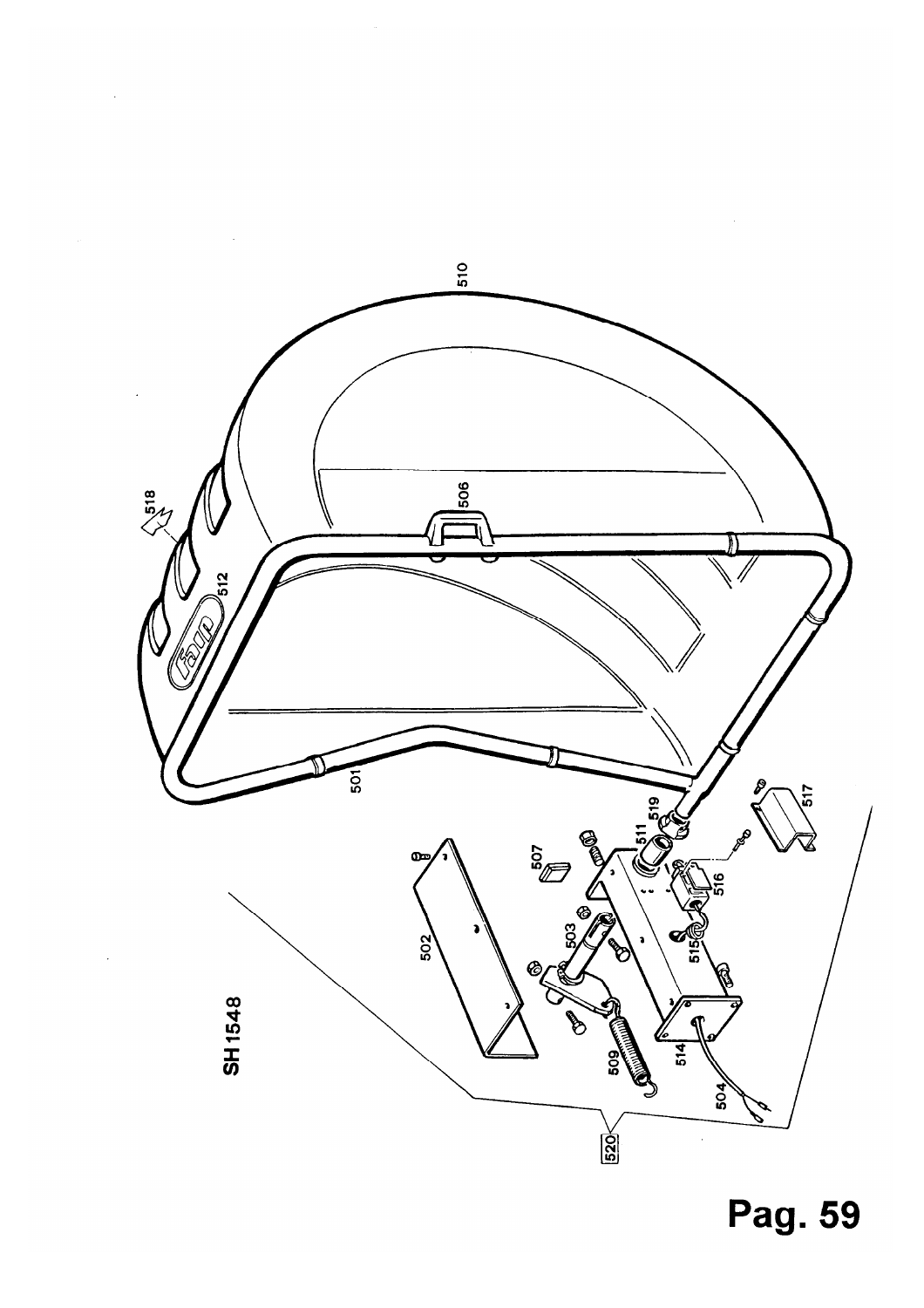SH1548

501

502

503

504

506

507

509

510

511

512

514

515

516

517

518

519

520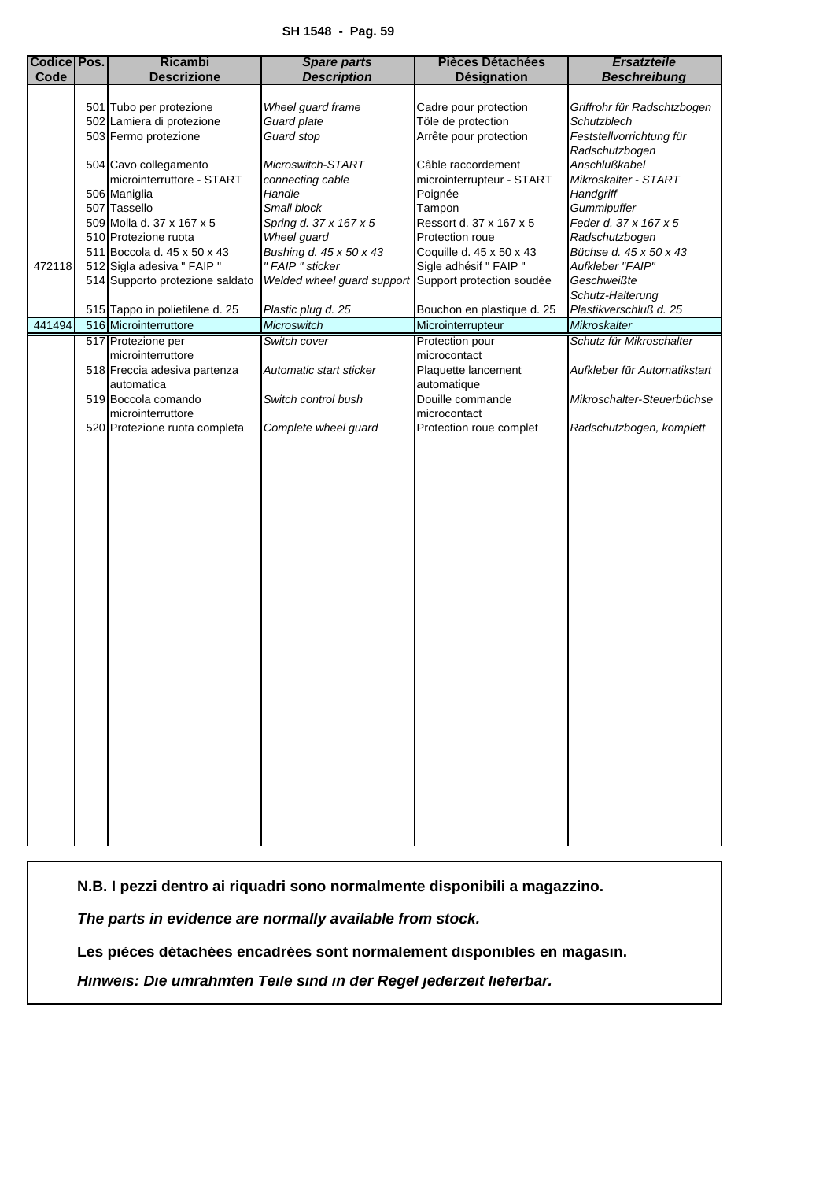| Codice Code | Pos. | Ricambi Descrizione | *Spare parts Description* | Pièces Détachées Désignation | *Ersatzteile Beschreibung* |
|---|---|---|---|---|---|
| | 501 | Tubo per protezione | *Wheel guard frame* | Cadre pour protection | *Griffrohr für Radschtzbogen* |
| | 502 | Lamiera di protezione | *Guard plate* | Töle de protection | *Schutzblech* |
| | 503 | Fermo protezione | *Guard stop* | Arrête pour protection | *Feststellvorrichtung für Radschutzbogen* |
| | 504 | Cavo collegamento microinterruttore - START | *Microswitch-START connecting cable* | Câble raccordement microinterrupteur - START | *Anschlußkabel Mikroskalter - START* |
| | 506 | Maniglia | *Handle* | Poignée | *Handgriff* |
| | 507 | Tassello | *Small block* | Tampon | *Gummipuffer* |
| | 509 | Molla d. 37 x 167 x 5 | *Spring d. 37 x 167 x 5* | Ressort d. 37 x 167 x 5 | *Feder d. 37 x 167 x 5* |
| | 510 | Protezione ruota | *Wheel guard* | Protection roue | *Radschutzbogen* |
| | 511 | Boccola d. 45 x 50 x 43 | *Bushing d. 45 x 50 x 43* | Coquille d. 45 x 50 x 43 | *Büchse d. 45 x 50 x 43* |
| 472118 | 512 | Sigla adesiva " FAIP " | *" FAIP " sticker* | Sigle adhésif " FAIP " | *Aufkleber "FAIP"* |
| | 514 | Supporto protezione saldato | *Welded wheel guard support* | Support protection soudée | *Geschweißte Schutz-Halterung* |
| | 515 | Tappo in polietilene d. 25 | *Plastic plug d. 25* | Bouchon en plastique d. 25 | *Plastikverschluß d. 25* |
| 441494 | 516 | Microinterruttore | *Microswitch* | Microinterrupteur | *Mikroskalter* |
| | 517 | Protezione per microinterruttore | *Switch cover* | Protection pour microcontact | *Schutz für Mikroschalter* |
| | 518 | Freccia adesiva partenza automatica | *Automatic start sticker* | Plaquette lancement automatique | *Aufkleber für Automatikstart* |
| | 519 | Boccola comando microinterruttore | *Switch control bush* | Douille commande microcontact | *Mikroschalter-Steuerbüchse* |
| | 520 | Protezione ruota completa | *Complete wheel guard* | Protection roue complet | *Radschutzbogen, komplett* |

**N.B. I pezzi dentro ai riquadri sono normalmente disponibili a magazzino.**

***The parts in evidence are normally available from stock.***

**Les pièces détachées encadrées sont normalement disponibles en magasin.**

***Hinweis: Die umrahmten Teile sind in der Regel jederzeit lieferbar.***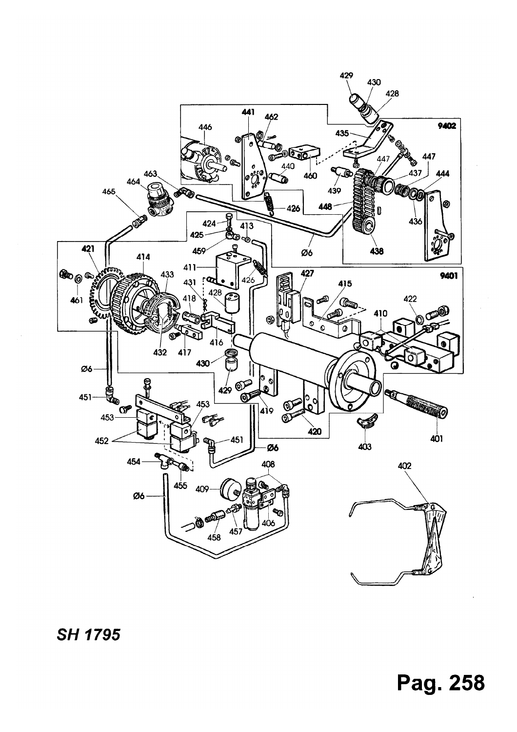SH 1795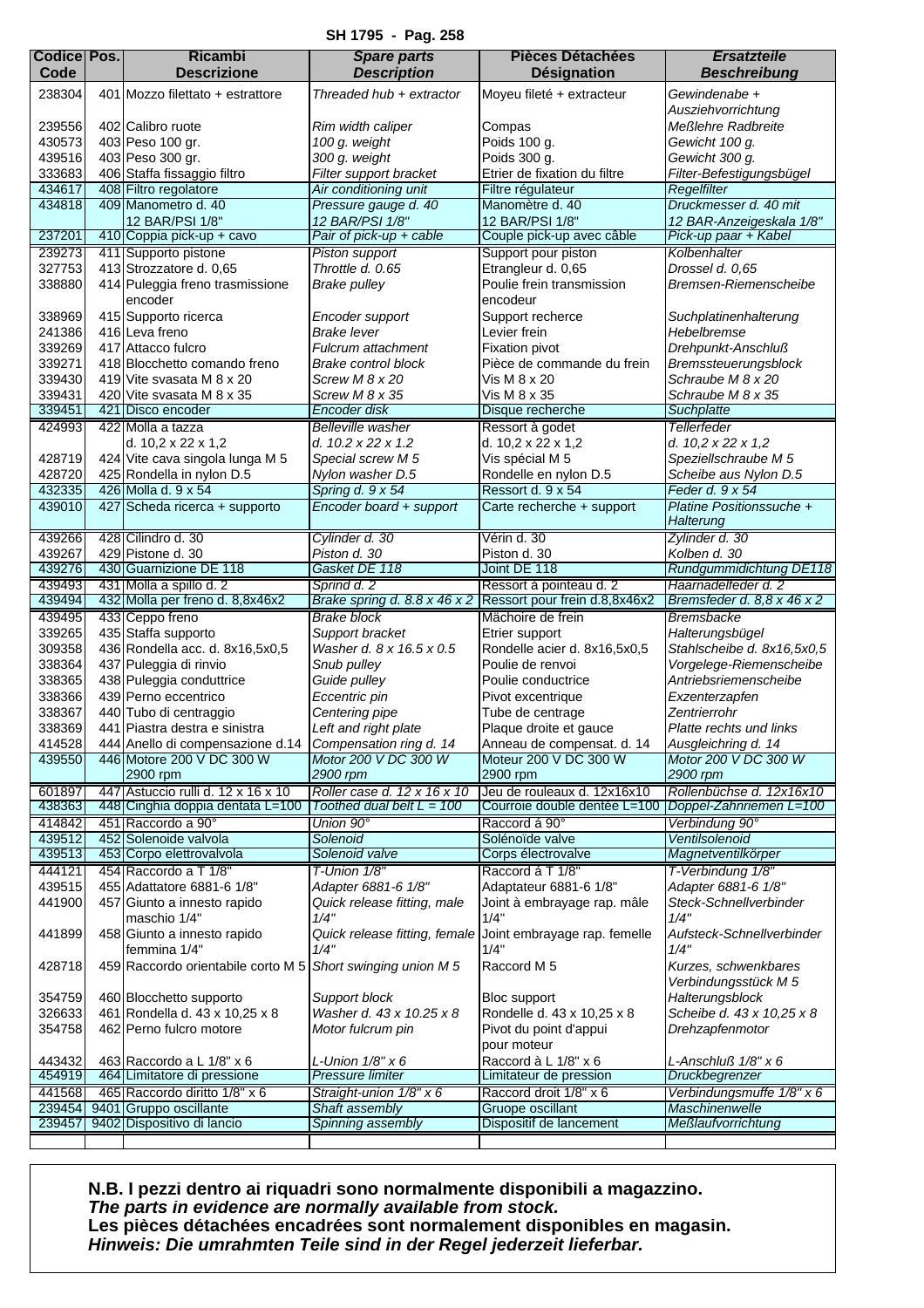SH 1795 - Pag. 258

| Codice Code | Pos. | Ricambi Descrizione | *Spare parts Description* | Pièces Détachées Désignation | *Ersatzteile Beschreibung* |
|---|---|---|---|---|---|
| 238304 | 401 | Mozzo filettato + estrattore | *Threaded hub + extractor* | Moyeu fileté + extracteur | *Gewindenabe + Ausziehvorrichtung* |
| 239556 | 402 | Calibro ruote | *Rim width caliper* | Compas | *Meßlehre Radbreite* |
| 430573 | 403 | Peso 100 gr. | *100 g. weight* | Poids 100 g. | *Gewicht 100 g.* |
| 439516 | 403 | Peso 300 gr. | *300 g. weight* | Poids 300 g. | *Gewicht 300 g.* |
| 333683 | 406 | Staffa fissaggio filtro | *Filter support bracket* | Etrier de fixation du filtre | *Filter-Befestigungsbügel* |
| 434617 | 408 | Filtro regolatore | *Air conditioning unit* | Filtre régulateur | *Regelfilter* |
| 434818 | 409 | Manometro d. 40 12 BAR/PSI 1/8" | *Pressure gauge d. 40 12 BAR/PSI 1/8"* | Manomètre d. 40 12 BAR/PSI 1/8" | *Druckmesser d. 40 mit 12 BAR-Anzeigeskala 1/8"* |
| 237201 | 410 | Coppia pick-up + cavo | *Pair of pick-up + cable* | Couple pick-up avec câble | *Pick-up paar + Kabel* |
| 239273 | 411 | Supporto pistone | *Piston support* | Support pour piston | *Kolbenhalter* |
| 327753 | 413 | Strozzatore d. 0,65 | *Throttle d. 0.65* | Etrangleur d. 0,65 | *Drossel d. 0,65* |
| 338880 | 414 | Puleggia freno trasmissione encoder | *Brake pulley* | Poulie frein transmission encodeur | *Bremsen-Riemenscheibe* |
| 338969 | 415 | Supporto ricerca | *Encoder support* | Support recherce | *Suchplatinenhalterung* |
| 241386 | 416 | Leva freno | *Brake lever* | Levier frein | *Hebelbremse* |
| 339269 | 417 | Attacco fulcro | *Fulcrum attachment* | Fixation pivot | *Drehpunkt-Anschluß* |
| 339271 | 418 | Blocchetto comando freno | *Brake control block* | Pièce de commande du frein | *Bremssteuerungsblock* |
| 339430 | 419 | Vite svasata M 8 x 20 | *Screw M 8 x 20* | Vis M 8 x 20 | *Schraube M 8 x 20* |
| 339431 | 420 | Vite svasata M 8 x 35 | *Screw M 8 x 35* | Vis M 8 x 35 | *Schraube M 8 x 35* |
| 339451 | 421 | Disco encoder | *Encoder disk* | Disque recherche | *Suchplatte* |
| 424993 | 422 | Molla a tazza d. 10,2 x 22 x 1,2 | *Belleville washer d. 10.2 x 22 x 1.2* | Ressort à godet d. 10,2 x 22 x 1,2 | *Tellerfeder d. 10,2 x 22 x 1,2* |
| 428719 | 424 | Vite cava singola lunga M 5 | *Special screw M 5* | Vis spécial M 5 | *Speziellschraube M 5* |
| 428720 | 425 | Rondella in nylon D.5 | *Nylon washer D.5* | Rondelle en nylon D.5 | *Scheibe aus Nylon D.5* |
| 432335 | 426 | Molla d. 9 x 54 | *Spring d. 9 x 54* | Ressort d. 9 x 54 | *Feder d. 9 x 54* |
| 439010 | 427 | Scheda ricerca + supporto | *Encoder board + support* | Carte recherche + support | *Platine Positionssuche + Halterung* |
| 439266 | 428 | Cilindro d. 30 | *Cylinder d. 30* | Vérin d. 30 | *Zylinder d. 30* |
| 439267 | 429 | Pistone d. 30 | *Piston d. 30* | Piston d. 30 | *Kolben d. 30* |
| 439276 | 430 | Guarnizione DE 118 | *Gasket DE 118* | Joint DE 118 | *Rundgummidichtung DE118* |
| 439493 | 431 | Molla a spillo d. 2 | *Sprind d. 2* | Ressort à pointeau d. 2 | *Haarnadelfeder d. 2* |
| 439494 | 432 | Molla per freno d. 8,8x46x2 | *Brake spring d. 8.8 x 46 x 2* | Ressort pour frein d.8,8x46x2 | *Bremsfeder d. 8,8 x 46 x 2* |
| 439495 | 433 | Ceppo freno | *Brake block* | Mâchoire de frein | *Bremsbacke* |
| 339265 | 435 | Staffa supporto | *Support bracket* | Etrier support | *Halterungsbügel* |
| 309358 | 436 | Rondella acc. d. 8x16,5x0,5 | *Washer d. 8 x 16.5 x 0.5* | Rondelle acier d. 8x16,5x0,5 | *Stahlscheibe d. 8x16,5x0,5* |
| 338364 | 437 | Puleggia di rinvio | *Snub pulley* | Poulie de renvoi | *Vorgelege-Riemenscheibe* |
| 338365 | 438 | Puleggia conduttrice | *Guide pulley* | Poulie conductrice | *Antriebsriemenscheibe* |
| 338366 | 439 | Perno eccentrico | *Eccentric pin* | Pivot excentrique | *Exzenterzapfen* |
| 338367 | 440 | Tubo di centraggio | *Centering pipe* | Tube de centrage | *Zentrierrohr* |
| 338369 | 441 | Piastra destra e sinistra | *Left and right plate* | Plaque droite et gauce | *Platte rechts und links* |
| 414528 | 444 | Anello di compensazione d.14 | *Compensation ring d. 14* | Anneau de compensat. d. 14 | *Ausgleichring d. 14* |
| 439550 | 446 | Motore 200 V DC 300 W 2900 rpm | *Motor 200 V DC 300 W 2900 rpm* | Moteur 200 V DC 300 W 2900 rpm | *Motor 200 V DC 300 W 2900 rpm* |
| 601897 | 447 | Astuccio rulli d. 12 x 16 x 10 | *Roller case d. 12 x 16 x 10* | Jeu de rouleaux d. 12x16x10 | *Rollenbüchse d. 12x16x10* |
| 438363 | 448 | Cinghia doppia dentata L=100 | *Toothed dual belt L = 100* | Courroie double dentée L=100 | *Doppel-Zahnriemen L=100* |
| 414842 | 451 | Raccordo a 90° | *Union 90°* | Raccord à 90° | *Verbindung 90°* |
| 439512 | 452 | Solenoide valvola | *Solenoid* | Solénoïde valve | *Ventilsolenoid* |
| 439513 | 453 | Corpo elettrovalvola | *Solenoid valve* | Corps électrovalve | *Magnetventilkörper* |
| 444121 | 454 | Raccordo a T 1/8" | *T-Union 1/8"* | Raccord à T 1/8" | *T-Verbindung 1/8"* |
| 439515 | 455 | Adattatore 6881-6 1/8" | *Adapter 6881-6 1/8"* | Adaptateur 6881-6 1/8" | *Adapter 6881-6 1/8"* |
| 441900 | 457 | Giunto a innesto rapido maschio 1/4" | *Quick release fitting, male 1/4"* | Joint à embrayage rap. mâle 1/4" | *Steck-Schnellverbinder 1/4"* |
| 441899 | 458 | Giunto a innesto rapido femmina 1/4" | *Quick release fitting, female 1/4"* | Joint embrayage rap. femelle 1/4" | *Aufsteck-Schnellverbinder 1/4"* |
| 428718 | 459 | Raccordo orientabile corto M 5 | *Short swinging union M 5* | Raccord M 5 | *Kurzes, schwenkbares Verbindungsstück M 5* |
| 354759 | 460 | Blocchetto supporto | *Support block* | Bloc support | *Halterungsblock* |
| 326633 | 461 | Rondella d. 43 x 10,25 x 8 | *Washer d. 43 x 10.25 x 8* | Rondelle d. 43 x 10,25 x 8 | *Scheibe d. 43 x 10,25 x 8* |
| 354758 | 462 | Perno fulcro motore | *Motor fulcrum pin* | Pivot du point d'appui pour moteur | *Drehzapfenmotor* |
| 443432 | 463 | Raccordo a L 1/8" x 6 | *L-Union 1/8" x 6* | Raccord à L 1/8" x 6 | *L-Anschluß 1/8" x 6* |
| 454919 | 464 | Limitatore di pressione | *Pressure limiter* | Limitateur de pression | *Druckbegrenzer* |
| 441568 | 465 | Raccordo diritto 1/8" x 6 | *Straight-union 1/8" x 6* | Raccord droit 1/8" x 6 | *Verbindungsmuffe 1/8" x 6* |
| 239454 | 9401 | Gruppo oscillante | *Shaft assembly* | Gruope oscillant | *Maschinenwelle* |
| 239457 | 9402 | Dispositivo di lancio | *Spinning assembly* | Dispositif de lancement | *Meßlaufvorrichtung* |

**N.B. I pezzi dentro ai riquadri sono normalmente disponibili a magazzino.**
***The parts in evidence are normally available from stock.***
**Les pièces détachées encadrées sont normalement disponibles en magasin.**
***Hinweis: Die umrahmten Teile sind in der Regel jederzeit lieferbar.***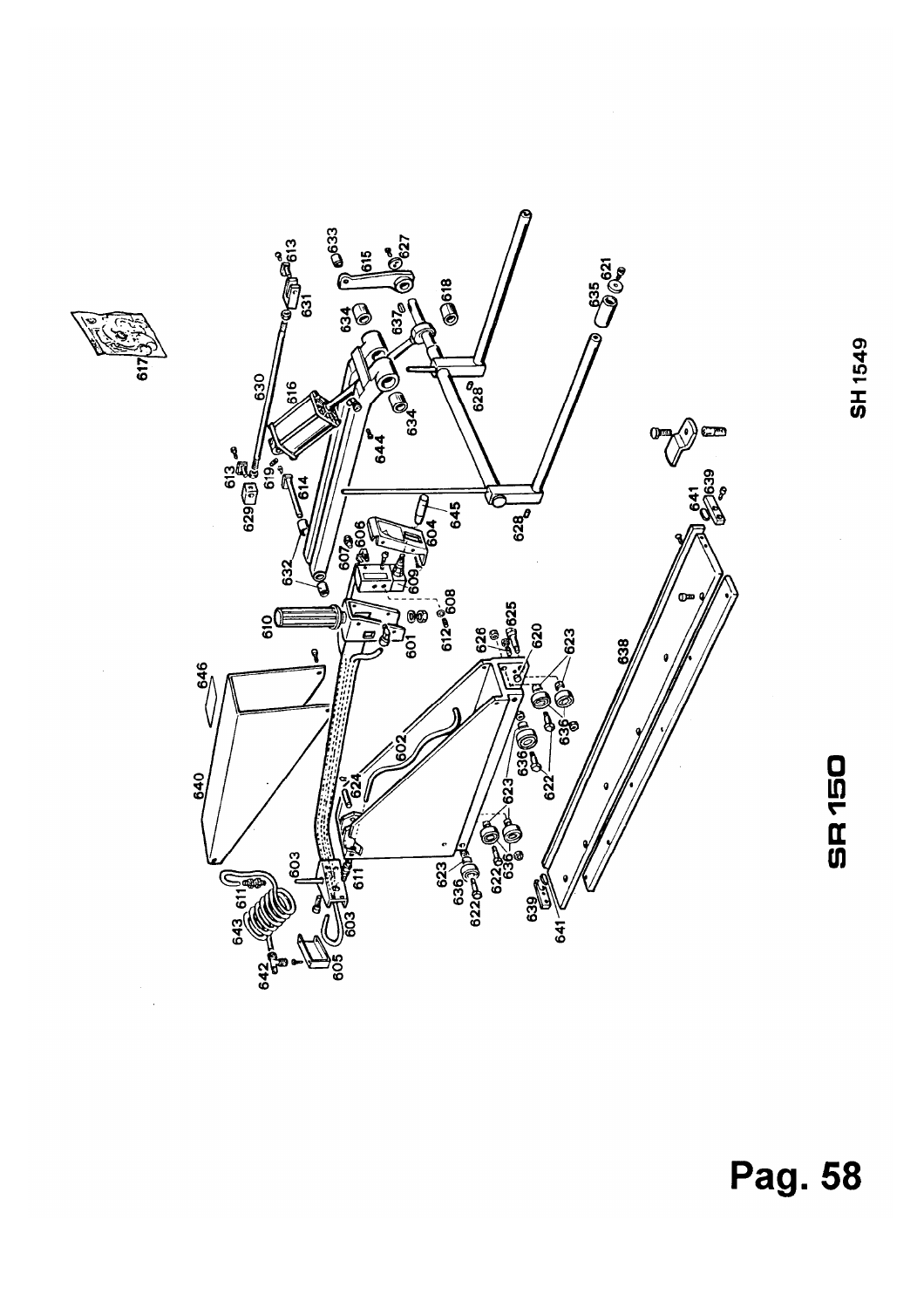**SR 150**

SH 1549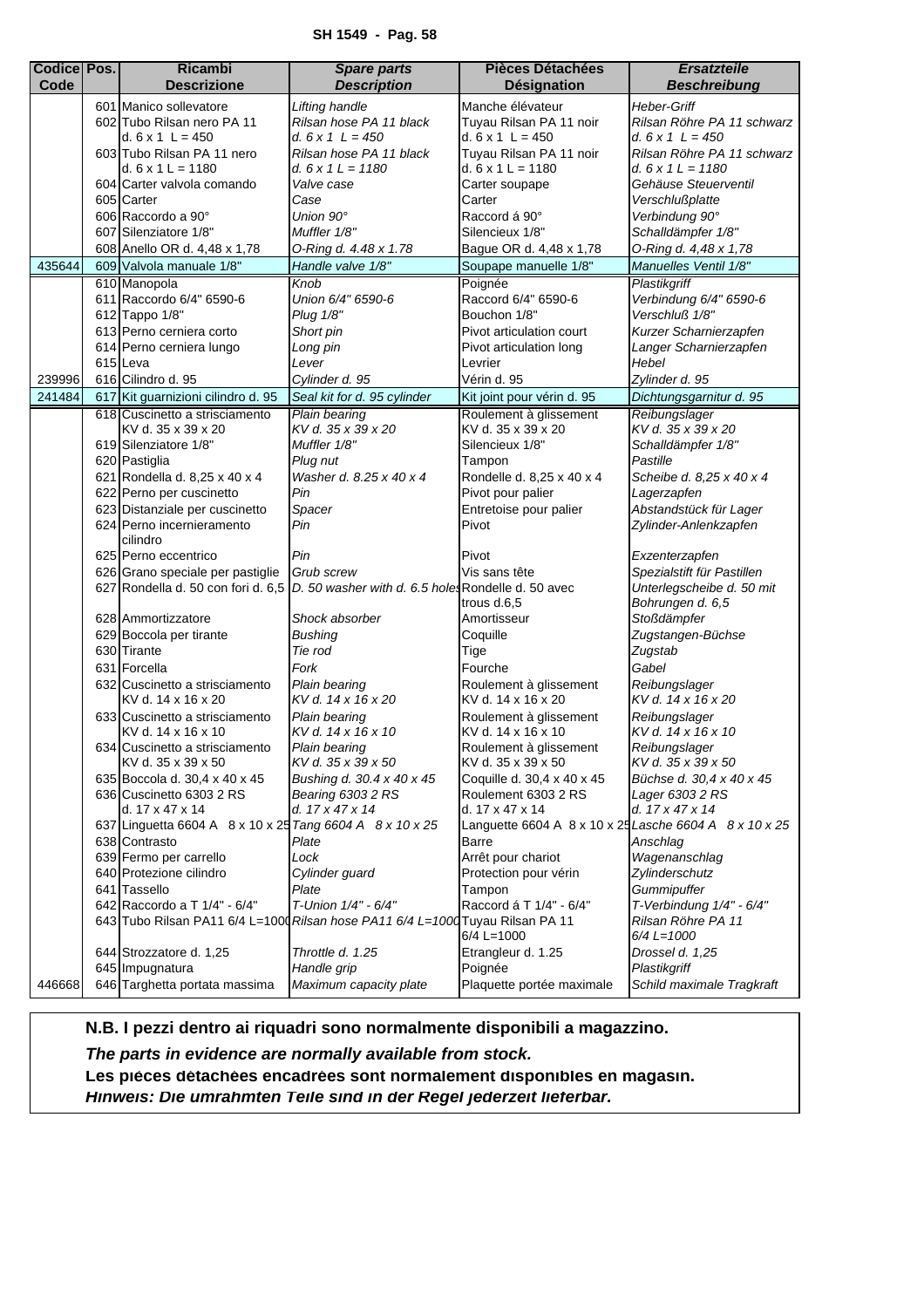| Codice Code | Pos. | Ricambi Descrizione | *Spare parts Description* | Pièces Détachées Désignation | *Ersatzteile Beschreibung* |
|---|---|---|---|---|---|
| | 601 | Manico sollevatore | *Lifting handle* | Manche élévateur | *Heber-Griff* |
| | 602 | Tubo Rilsan nero PA 11 d. 6 x 1 L = 450 | *Rilsan hose PA 11 black d. 6 x 1 L = 450* | Tuyau Rilsan PA 11 noir d. 6 x 1 L = 450 | *Rilsan Röhre PA 11 schwarz d. 6 x 1 L = 450* |
| | 603 | Tubo Rilsan PA 11 nero d. 6 x 1 L = 1180 | *Rilsan hose PA 11 black d. 6 x 1 L = 1180* | Tuyau Rilsan PA 11 noir d. 6 x 1 L = 1180 | *Rilsan Röhre PA 11 schwarz d. 6 x 1 L = 1180* |
| | 604 | Carter valvola comando | *Valve case* | Carter soupape | *Gehäuse Steuerventil* |
| | 605 | Carter | *Case* | Carter | *Verschlußplatte* |
| | 606 | Raccordo a 90° | *Union 90°* | Raccord á 90° | *Verbindung 90°* |
| | 607 | Silenziatore 1/8" | *Muffler 1/8"* | Silencieux 1/8" | *Schalldämpfer 1/8"* |
| | 608 | Anello OR d. 4,48 x 1,78 | *O-Ring d. 4.48 x 1.78* | Bague OR d. 4,48 x 1,78 | *O-Ring d. 4,48 x 1,78* |
| 435644 | 609 | Valvola manuale 1/8" | *Handle valve 1/8"* | Soupape manuelle 1/8" | *Manuelles Ventil 1/8"* |
| | 610 | Manopola | *Knob* | Poignée | *Plastikgriff* |
| | 611 | Raccordo 6/4" 6590-6 | *Union 6/4" 6590-6* | Raccord 6/4" 6590-6 | *Verbindung 6/4" 6590-6* |
| | 612 | Tappo 1/8" | *Plug 1/8"* | Bouchon 1/8" | *Verschluß 1/8"* |
| | 613 | Perno cerniera corto | *Short pin* | Pivot articulation court | *Kurzer Scharnierzapfen* |
| | 614 | Perno cerniera lungo | *Long pin* | Pivot articulation long | *Langer Scharnierzapfen* |
| | 615 | Leva | *Lever* | Levrier | *Hebel* |
| 239996 | 616 | Cilindro d. 95 | *Cylinder d. 95* | Vérin d. 95 | *Zylinder d. 95* |
| 241484 | 617 | Kit guarnizioni cilindro d. 95 | *Seal kit for d. 95 cylinder* | Kit joint pour vérin d. 95 | *Dichtungsgarnitur d. 95* |
| | 618 | Cuscinetto a strisciamento KV d. 35 x 39 x 20 | *Plain bearing KV d. 35 x 39 x 20* | Roulement à glissement KV d. 35 x 39 x 20 | *Reibungslager KV d. 35 x 39 x 20* |
| | 619 | Silenziatore 1/8" | *Muffler 1/8"* | Silencieux 1/8" | *Schalldämpfer 1/8"* |
| | 620 | Pastiglia | *Plug nut* | Tampon | *Pastille* |
| | 621 | Rondella d. 8,25 x 40 x 4 | *Washer d. 8.25 x 40 x 4* | Rondelle d. 8,25 x 40 x 4 | *Scheibe d. 8,25 x 40 x 4* |
| | 622 | Perno per cuscinetto | *Pin* | Pivot pour palier | *Lagerzapfen* |
| | 623 | Distanziale per cuscinetto | *Spacer* | Entretoise pour palier | *Abstandstück für Lager* |
| | 624 | Perno incernieramento cilindro | *Pin* | Pivot | *Zylinder-Anlenkzapfen* |
| | 625 | Perno eccentrico | *Pin* | Pivot | *Exzenterzapfen* |
| | 626 | Grano speciale per pastiglie | *Grub screw* | Vis sans tête | *Spezialstift für Pastillen* |
| | 627 | Rondella d. 50 con fori d. 6,5 | *D. 50 washer with d. 6.5 holes* | Rondelle d. 50 avec trous d.6,5 | *Unterlegscheibe d. 50 mit Bohrungen d. 6,5* |
| | 628 | Ammortizzatore | *Shock absorber* | Amortisseur | *Stoßdämpfer* |
| | 629 | Boccola per tirante | *Bushing* | Coquille | *Zugstangen-Büchse* |
| | 630 | Tirante | *Tie rod* | Tige | *Zugstab* |
| | 631 | Forcella | *Fork* | Fourche | *Gabel* |
| | 632 | Cuscinetto a strisciamento KV d. 14 x 16 x 20 | *Plain bearing KV d. 14 x 16 x 20* | Roulement à glissement KV d. 14 x 16 x 20 | *Reibungslager KV d. 14 x 16 x 20* |
| | 633 | Cuscinetto a strisciamento KV d. 14 x 16 x 10 | *Plain bearing KV d. 14 x 16 x 10* | Roulement à glissement KV d. 14 x 16 x 10 | *Reibungslager KV d. 14 x 16 x 10* |
| | 634 | Cuscinetto a strisciamento KV d. 35 x 39 x 50 | *Plain bearing KV d. 35 x 39 x 50* | Roulement à glissement KV d. 35 x 39 x 50 | *Reibungslager KV d. 35 x 39 x 50* |
| | 635 | Boccola d. 30,4 x 40 x 45 | *Bushing d. 30.4 x 40 x 45* | Coquille d. 30,4 x 40 x 45 | *Büchse d. 30,4 x 40 x 45* |
| | 636 | Cuscinetto 6303 2 RS d. 17 x 47 x 14 | *Bearing 6303 2 RS d. 17 x 47 x 14* | Roulement 6303 2 RS d. 17 x 47 x 14 | *Lager 6303 2 RS d. 17 x 47 x 14* |
| | 637 | Linguetta 6604 A 8 x 10 x 25 | *Tang 6604 A 8 x 10 x 25* | Languette 6604 A 8 x 10 x 25 | *Lasche 6604 A 8 x 10 x 25* |
| | 638 | Contrasto | *Plate* | Barre | *Anschlag* |
| | 639 | Fermo per carrello | *Lock* | Arrêt pour chariot | *Wagenanschlag* |
| | 640 | Protezione cilindro | *Cylinder guard* | Protection pour vérin | *Zylinderschutz* |
| | 641 | Tassello | *Plate* | Tampon | *Gummipuffer* |
| | 642 | Raccordo a T 1/4" - 6/4" | *T-Union 1/4" - 6/4"* | Raccord á T 1/4" - 6/4" | *T-Verbindung 1/4" - 6/4"* |
| | 643 | Tubo Rilsan PA11 6/4 L=1000 | *Rilsan hose PA11 6/4 L=1000* | Tuyau Rilsan PA 11 6/4 L=1000 | *Rilsan Röhre PA 11 6/4 L=1000* |
| | 644 | Strozzatore d. 1,25 | *Throttle d. 1.25* | Etrangleur d. 1.25 | *Drossel d. 1,25* |
| | 645 | Impugnatura | *Handle grip* | Poignée | *Plastikgriff* |
| 446668 | 646 | Targhetta portata massima | *Maximum capacity plate* | Plaquette portée maximale | *Schild maximale Tragkraft* |

**N.B. I pezzi dentro ai riquadri sono normalmente disponibili a magazzino.**

***The parts in evidence are normally available from stock.***

**Les pièces détachées encadrées sont normalement disponibles en magasin.**

***Hinweis: Die umrahmten Teile sind in der Regel jederzeit lieferbar.***